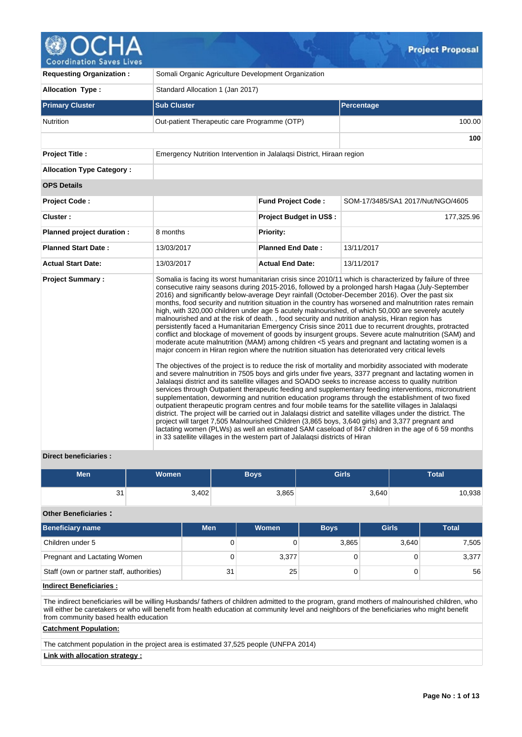# Project Proposal

| | |
|---|---|
| **Requesting Organization :** | Somali Organic Agriculture Development Organization |
| **Allocation Type :** | Standard Allocation 1 (Jan 2017) |

| Primary Cluster | Sub Cluster | Percentage |
|---|---|---|
| Nutrition | Out-patient Therapeutic care Programme (OTP) | 100.00 |
| | | **100** |

| | |
|---|---|
| **Project Title :** | Emergency Nutrition Intervention in Jalalaqsi District, Hiraan region |
| **Allocation Type Category :** | |

**OPS Details**

| | | | |
|---|---|---|---|
| **Project Code :** | | **Fund Project Code :** | SOM-17/3485/SA1 2017/Nut/NGO/4605 |
| **Cluster :** | | **Project Budget in US$ :** | 177,325.96 |
| **Planned project duration :** | 8 months | **Priority:** | |
| **Planned Start Date :** | 13/03/2017 | **Planned End Date :** | 13/11/2017 |
| **Actual Start Date:** | 13/03/2017 | **Actual End Date:** | 13/11/2017 |

**Project Summary :**

Somalia is facing its worst humanitarian crisis since 2010/11 which is characterized by failure of three consecutive rainy seasons during 2015-2016, followed by a prolonged harsh Hagaa (July-September 2016) and significantly below-average Deyr rainfall (October-December 2016). Over the past six months, food security and nutrition situation in the country has worsened and malnutrition rates remain high, with 320,000 children under age 5 acutely malnourished, of which 50,000 are severely acutely malnourished and at the risk of death. , food security and nutrition analysis, Hiran region has persistently faced a Humanitarian Emergency Crisis since 2011 due to recurrent droughts, protracted conflict and blockage of movement of goods by insurgent groups. Severe acute malnutrition (SAM) and moderate acute malnutrition (MAM) among children <5 years and pregnant and lactating women is a major concern in Hiran region where the nutrition situation has deteriorated very critical levels

The objectives of the project is to reduce the risk of mortality and morbidity associated with moderate and severe malnutrition in 7505 boys and girls under five years, 3377 pregnant and lactating women in Jalalaqsi district and its satellite villages and SOADO seeks to increase access to quality nutrition services through Outpatient therapeutic feeding and supplementary feeding interventions, micronutrient supplementation, deworming and nutrition education programs through the establishment of two fixed outpatient therapeutic program centres and four mobile teams for the satellite villages in Jalalaqsi district. The project will be carried out in Jalalaqsi district and satellite villages under the district. The project will target 7,505 Malnourished Children (3,865 boys, 3,640 girls) and 3,377 pregnant and lactating women (PLWs) as well as an estimated SAM caseload of 847 children in the age of 6 59 months in 33 satellite villages in the western part of Jalalaqsi districts of Hiran

**Direct beneficiaries :**

| Men | Women | Boys | Girls | Total |
|---|---|---|---|---|
| 31 | 3,402 | 3,865 | 3,640 | 10,938 |

**Other Beneficiaries :**

| Beneficiary name | Men | Women | Boys | Girls | Total |
|---|---|---|---|---|---|
| Children under 5 | 0 | 0 | 3,865 | 3,640 | 7,505 |
| Pregnant and Lactating Women | 0 | 3,377 | 0 | 0 | 3,377 |
| Staff (own or partner staff, authorities) | 31 | 25 | 0 | 0 | 56 |

**Indirect Beneficiaries :**

The indirect beneficiaries will be willing Husbands/ fathers of children admitted to the program, grand mothers of malnourished children, who will either be caretakers or who will benefit from health education at community level and neighbors of the beneficiaries who might benefit from community based health education

**Catchment Population:**

The catchment population in the project area is estimated 37,525 people (UNFPA 2014)

**Link with allocation strategy :**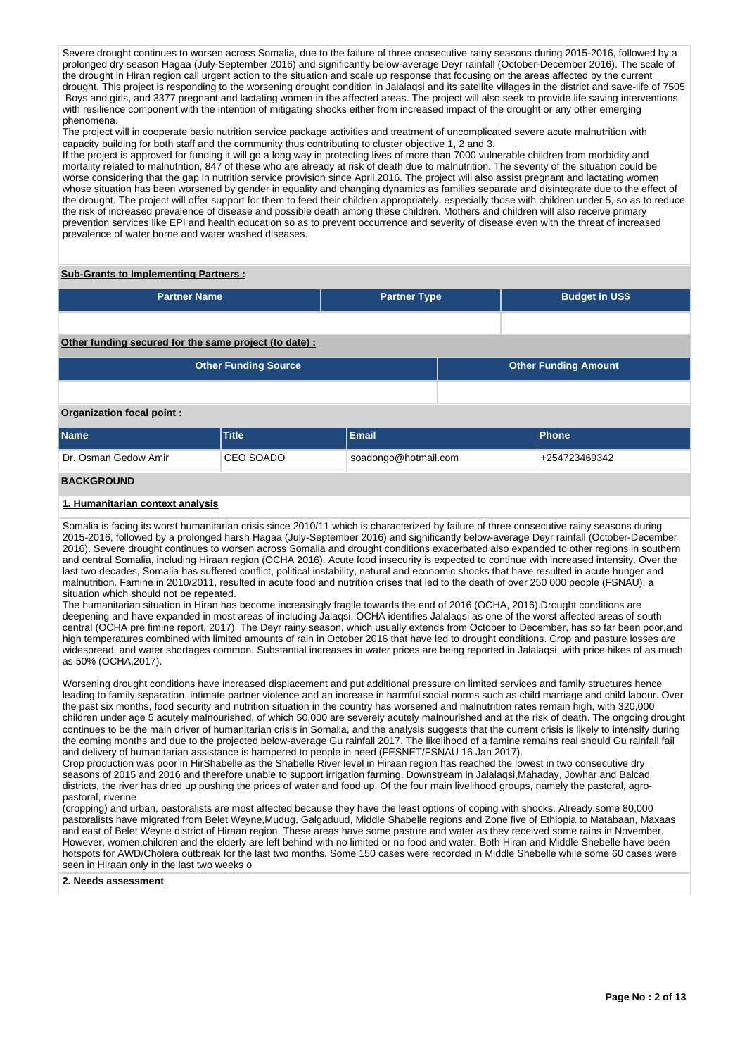Severe drought continues to worsen across Somalia, due to the failure of three consecutive rainy seasons during 2015-2016, followed by a prolonged dry season Hagaa (July-September 2016) and significantly below-average Deyr rainfall (October-December 2016). The scale of the drought in Hiran region call urgent action to the situation and scale up response that focusing on the areas affected by the current drought. This project is responding to the worsening drought condition in Jalalaqsi and its satellite villages in the district and save-life of 7505 Boys and girls, and 3377 pregnant and lactating women in the affected areas. The project will also seek to provide life saving interventions with resilience component with the intention of mitigating shocks either from increased impact of the drought or any other emerging phenomena.

The project will in cooperate basic nutrition service package activities and treatment of uncomplicated severe acute malnutrition with capacity building for both staff and the community thus contributing to cluster objective 1, 2 and 3.

If the project is approved for funding it will go a long way in protecting lives of more than 7000 vulnerable children from morbidity and mortality related to malnutrition, 847 of these who are already at risk of death due to malnutrition. The severity of the situation could be worse considering that the gap in nutrition service provision since April,2016. The project will also assist pregnant and lactating women whose situation has been worsened by gender in equality and changing dynamics as families separate and disintegrate due to the effect of the drought. The project will offer support for them to feed their children appropriately, especially those with children under 5, so as to reduce the risk of increased prevalence of disease and possible death among these children. Mothers and children will also receive primary prevention services like EPI and health education so as to prevent occurrence and severity of disease even with the threat of increased prevalence of water borne and water washed diseases.

**Sub-Grants to Implementing Partners :**

| Partner Name | Partner Type | Budget in US$ |
|---|---|---|
| | | |

**Other funding secured for the same project (to date) :**

| Other Funding Source | Other Funding Amount |
|---|---|
| | |

**Organization focal point :**

| Name | Title | Email | Phone |
|---|---|---|---|
| Dr. Osman Gedow Amir | CEO SOADO | soadongo@hotmail.com | +254723469342 |

## BACKGROUND

### 1. Humanitarian context analysis

Somalia is facing its worst humanitarian crisis since 2010/11 which is characterized by failure of three consecutive rainy seasons during 2015-2016, followed by a prolonged harsh Hagaa (July-September 2016) and significantly below-average Deyr rainfall (October-December 2016). Severe drought continues to worsen across Somalia and drought conditions exacerbated also expanded to other regions in southern and central Somalia, including Hiraan region (OCHA 2016). Acute food insecurity is expected to continue with increased intensity. Over the last two decades, Somalia has suffered conflict, political instability, natural and economic shocks that have resulted in acute hunger and malnutrition. Famine in 2010/2011, resulted in acute food and nutrition crises that led to the death of over 250 000 people (FSNAU), a situation which should not be repeated.

The humanitarian situation in Hiran has become increasingly fragile towards the end of 2016 (OCHA, 2016).Drought conditions are deepening and have expanded in most areas of including Jalaqsi. OCHA identifies Jalalaqsi as one of the worst affected areas of south central (OCHA pre fimine report, 2017). The Deyr rainy season, which usually extends from October to December, has so far been poor,and high temperatures combined with limited amounts of rain in October 2016 that have led to drought conditions. Crop and pasture losses are widespread, and water shortages common. Substantial increases in water prices are being reported in Jalalaqsi, with price hikes of as much as 50% (OCHA,2017).

Worsening drought conditions have increased displacement and put additional pressure on limited services and family structures hence leading to family separation, intimate partner violence and an increase in harmful social norms such as child marriage and child labour. Over the past six months, food security and nutrition situation in the country has worsened and malnutrition rates remain high, with 320,000 children under age 5 acutely malnourished, of which 50,000 are severely acutely malnourished and at the risk of death. The ongoing drought continues to be the main driver of humanitarian crisis in Somalia, and the analysis suggests that the current crisis is likely to intensify during the coming months and due to the projected below-average Gu rainfall 2017. The likelihood of a famine remains real should Gu rainfall fail and delivery of humanitarian assistance is hampered to people in need (FESNET/FSNAU 16 Jan 2017).

Crop production was poor in HirShabelle as the Shabelle River level in Hiraan region has reached the lowest in two consecutive dry seasons of 2015 and 2016 and therefore unable to support irrigation farming. Down stream in Jalalaqsi,Mahaday, Jowhar and Balcad districts, the river has dried up pushing the prices of water and food up. Of the four main livelihood groups, namely the pastoral, agro-pastoral, riverine

(cropping) and urban, pastoralists are most affected because they have the least options of coping with shocks. Already,some 80,000 pastoralists have migrated from Belet Weyne,Mudug, Galgaduud, Middle Shabelle regions and Zone five of Ethiopia to Matabaan, Maxaas and east of Belet Weyne district of Hiraan region. These areas have some pasture and water as they received some rains in November. However, women,children and the elderly are left behind with no limited or no food and water. Both Hiran and Middle Shebelle have been hotspots for AWD/Cholera outbreak for the last two months. Some 150 cases were recorded in Middle Shebelle while some 60 cases were seen in Hiraan only in the last two weeks o

### 2. Needs assessment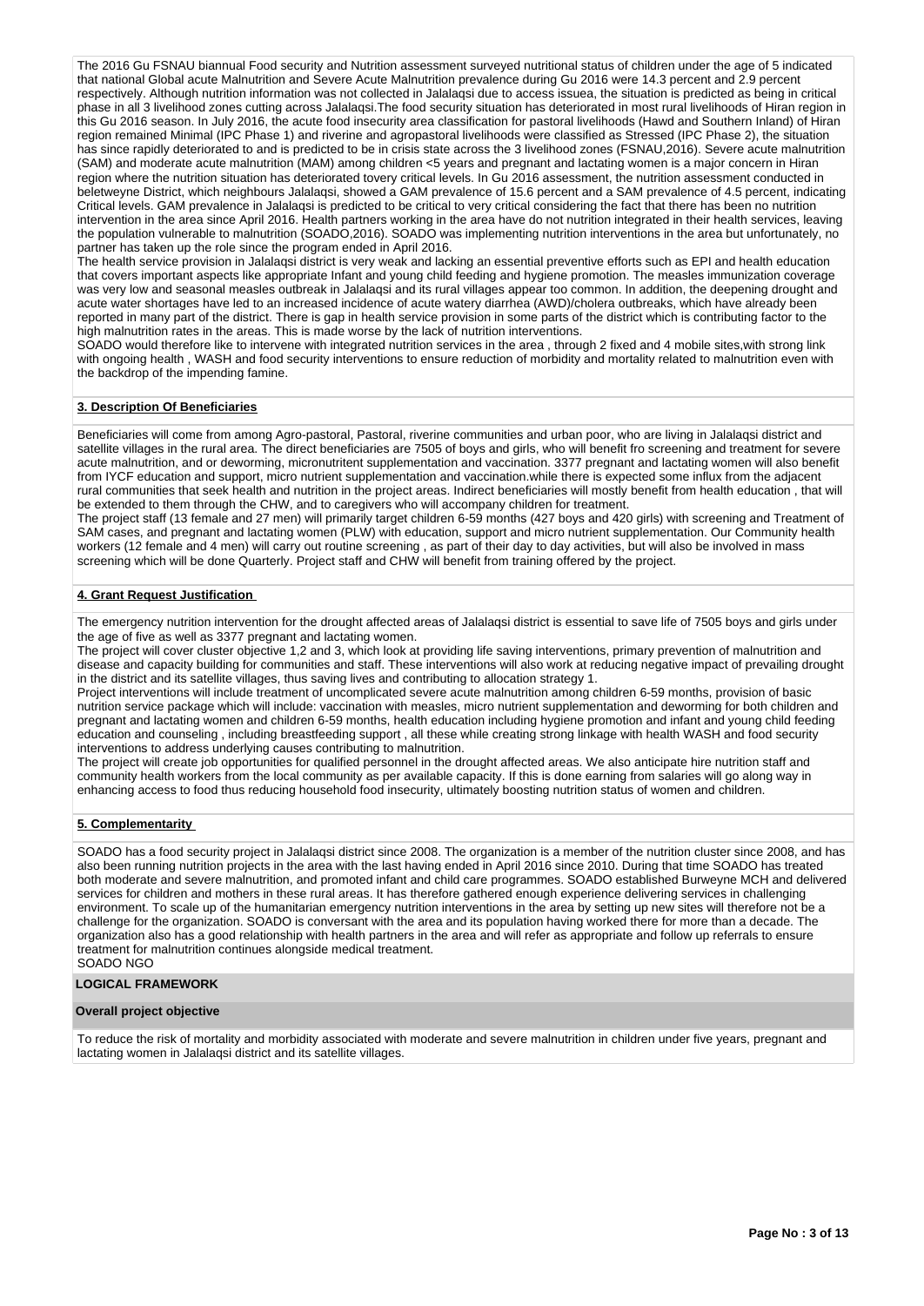The 2016 Gu FSNAU biannual Food security and Nutrition assessment surveyed nutritional status of children under the age of 5 indicated that national Global acute Malnutrition and Severe Acute Malnutrition prevalence during Gu 2016 were 14.3 percent and 2.9 percent respectively. Although nutrition information was not collected in Jalalaqsi due to access issuea, the situation is predicted as being in critical phase in all 3 livelihood zones cutting across Jalalaqsi.The food security situation has deteriorated in most rural livelihoods of Hiran region in this Gu 2016 season. In July 2016, the acute food insecurity area classification for pastoral livelihoods (Hawd and Southern Inland) of Hiran region remained Minimal (IPC Phase 1) and riverine and agropastoral livelihoods were classified as Stressed (IPC Phase 2), the situation has since rapidly deteriorated to and is predicted to be in crisis state across the 3 livelihood zones (FSNAU,2016). Severe acute malnutrition (SAM) and moderate acute malnutrition (MAM) among children <5 years and pregnant and lactating women is a major concern in Hiran region where the nutrition situation has deteriorated tovery critical levels. In Gu 2016 assessment, the nutrition assessment conducted in beletweyne District, which neighbours Jalalaqsi, showed a GAM prevalence of 15.6 percent and a SAM prevalence of 4.5 percent, indicating Critical levels. GAM prevalence in Jalalaqsi is predicted to be critical to very critical considering the fact that there has been no nutrition intervention in the area since April 2016. Health partners working in the area have do not nutrition integrated in their health services, leaving the population vulnerable to malnutrition (SOADO,2016). SOADO was implementing nutrition interventions in the area but unfortunately, no partner has taken up the role since the program ended in April 2016.
The health service provision in Jalalaqsi district is very weak and lacking an essential preventive efforts such as EPI and health education that covers important aspects like appropriate Infant and young child feeding and hygiene promotion. The measles immunization coverage was very low and seasonal measles outbreak in Jalalaqsi and its rural villages appear too common. In addition, the deepening drought and acute water shortages have led to an increased incidence of acute watery diarrhea (AWD)/cholera outbreaks, which have already been reported in many part of the district. There is gap in health service provision in some parts of the district which is contributing factor to the high malnutrition rates in the areas. This is made worse by the lack of nutrition interventions.
SOADO would therefore like to intervene with integrated nutrition services in the area , through 2 fixed and 4 mobile sites,with strong link with ongoing health , WASH and food security interventions to ensure reduction of morbidity and mortality related to malnutrition even with the backdrop of the impending famine.

## 3. Description Of Beneficiaries

Beneficiaries will come from among Agro-pastoral, Pastoral, riverine communities and urban poor, who are living in Jalalaqsi district and satellite villages in the rural area. The direct beneficiaries are 7505 of boys and girls, who will benefit fro screening and treatment for severe acute malnutrition, and or deworming, micronutritent supplementation and vaccination. 3377 pregnant and lactating women will also benefit from IYCF education and support, micro nutrient supplementation and vaccination.while there is expected some influx from the adjacent rural communities that seek health and nutrition in the project areas. Indirect beneficiaries will mostly benefit from health education , that will be extended to them through the CHW, and to caregivers who will accompany children for treatment.
The project staff (13 female and 27 men) will primarily target children 6-59 months (427 boys and 420 girls) with screening and Treatment of SAM cases, and pregnant and lactating women (PLW) with education, support and micro nutrient supplementation. Our Community health workers (12 female and 4 men) will carry out routine screening , as part of their day to day activities, but will also be involved in mass screening which will be done Quarterly. Project staff and CHW will benefit from training offered by the project.

## 4. Grant Request Justification

The emergency nutrition intervention for the drought affected areas of Jalalaqsi district is essential to save life of 7505 boys and girls under the age of five as well as 3377 pregnant and lactating women.
The project will cover cluster objective 1,2 and 3, which look at providing life saving interventions, primary prevention of malnutrition and disease and capacity building for communities and staff. These interventions will also work at reducing negative impact of prevailing drought in the district and its satellite villages, thus saving lives and contributing to allocation strategy 1.
Project interventions will include treatment of uncomplicated severe acute malnutrition among children 6-59 months, provision of basic nutrition service package which will include: vaccination with measles, micro nutrient supplementation and deworming for both children and pregnant and lactating women and children 6-59 months, health education including hygiene promotion and infant and young child feeding education and counseling , including breastfeeding support , all these while creating strong linkage with health WASH and food security interventions to address underlying causes contributing to malnutrition.
The project will create job opportunities for qualified personnel in the drought affected areas. We also anticipate hire nutrition staff and community health workers from the local community as per available capacity. If this is done earning from salaries will go along way in enhancing access to food thus reducing household food insecurity, ultimately boosting nutrition status of women and children.

## 5. Complementarity

SOADO has a food security project in Jalalaqsi district since 2008. The organization is a member of the nutrition cluster since 2008, and has also been running nutrition projects in the area with the last having ended in April 2016 since 2010. During that time SOADO has treated both moderate and severe malnutrition, and promoted infant and child care programmes. SOADO established Burweyne MCH and delivered services for children and mothers in these rural areas. It has therefore gathered enough experience delivering services in challenging environment. To scale up of the humanitarian emergency nutrition interventions in the area by setting up new sites will therefore not be a challenge for the organization. SOADO is conversant with the area and its population having worked there for more than a decade. The organization also has a good relationship with health partners in the area and will refer as appropriate and follow up referrals to ensure treatment for malnutrition continues alongside medical treatment.
SOADO NGO

## LOGICAL FRAMEWORK

### Overall project objective

To reduce the risk of mortality and morbidity associated with moderate and severe malnutrition in children under five years, pregnant and lactating women in Jalalaqsi district and its satellite villages.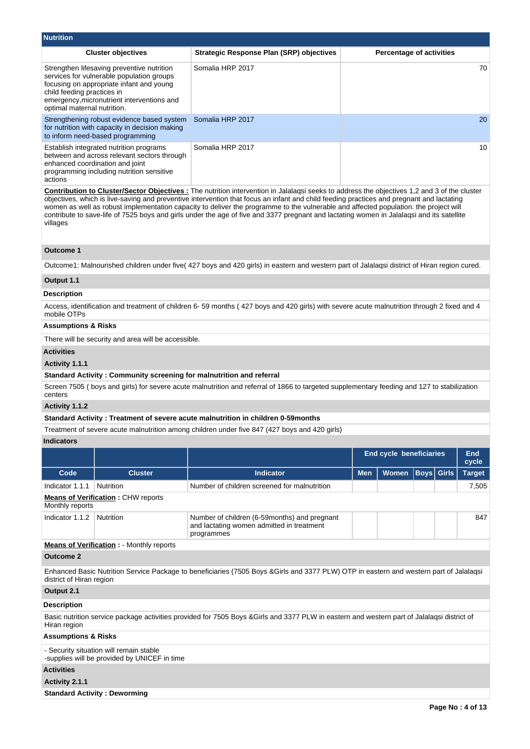## Nutrition

| Cluster objectives | Strategic Response Plan (SRP) objectives | Percentage of activities |
|---|---|---|
| Strengthen lifesaving preventive nutrition services for vulnerable population groups focusing on appropriate infant and young child feeding practices in emergency,micronutrient interventions and optimal maternal nutrition. | Somalia HRP 2017 | 70 |
| Strengthening robust evidence based system for nutrition with capacity in decision making to inform need-based programming | Somalia HRP 2017 | 20 |
| Establish integrated nutrition programs between and across relevant sectors through enhanced coordination and joint programming including nutrition sensitive actions | Somalia HRP 2017 | 10 |

**Contribution to Cluster/Sector Objectives :** The nutrition intervention in Jalalaqsi seeks to address the objectives 1,2 and 3 of the cluster objectives, which is live-saving and preventive intervention that focus an infant and child feeding practices and pregnant and lactating women as well as robust implementation capacity to deliver the programme to the vulnerable and affected population. the project will contribute to save-life of 7525 boys and girls under the age of five and 3377 pregnant and lactating women in Jalalaqsi and its satellite villages

### Outcome 1

Outcome1: Malnourished children under five( 427 boys and 420 girls) in eastern and western part of Jalalaqsi district of Hiran region cured.

### Output 1.1

**Description**

Access, identification and treatment of children 6- 59 months ( 427 boys and 420 girls) with severe acute malnutrition through 2 fixed and 4 mobile OTPs

**Assumptions & Risks**

There will be security and area will be accessible.

**Activities**

**Activity 1.1.1**

**Standard Activity : Community screening for malnutrition and referral**

Screen 7505 ( boys and girls) for severe acute malnutrition and referral of 1866 to targeted supplementary feeding and 127 to stabilization centers

**Activity 1.1.2**

**Standard Activity : Treatment of severe acute malnutrition in children 0-59months**

Treatment of severe acute malnutrition among children under five 847 (427 boys and 420 girls)

**Indicators**

| | | | End cycle beneficiaries | | | | End cycle |
|---|---|---|---|---|---|---|---|
| Code | Cluster | Indicator | Men | Women | Boys | Girls | Target |
| Indicator 1.1.1 | Nutrition | Number of children screened for malnutrition | | | | | 7,505 |
| **Means of Verification :** CHW reports Monthly reports | | | | | | | |
| Indicator 1.1.2 | Nutrition | Number of children (6-59months) and pregnant and lactating women admitted in treatment programmes | | | | | 847 |
| **Means of Verification :** - Monthly reports | | | | | | | |

### Outcome 2

Enhanced Basic Nutrition Service Package to beneficiaries (7505 Boys &Girls and 3377 PLW) OTP in eastern and western part of Jalalaqsi district of Hiran region

### Output 2.1

**Description**

Basic nutrition service package activities provided for 7505 Boys &Girls and 3377 PLW in eastern and western part of Jalalaqsi district of Hiran region

**Assumptions & Risks**

- Security situation will remain stable
-supplies will be provided by UNICEF in time

**Activities**

**Activity 2.1.1**

**Standard Activity : Deworming**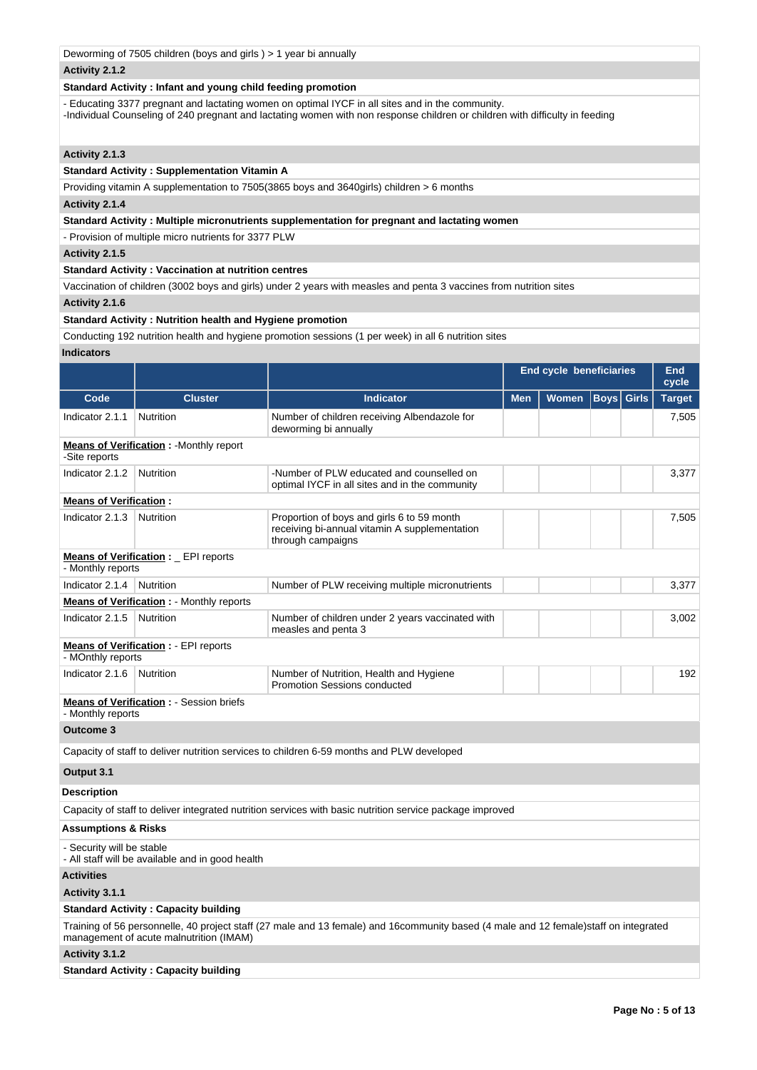Deworming of 7505 children (boys and girls ) > 1 year bi annually

**Activity 2.1.2**

**Standard Activity : Infant and young child feeding promotion**

- Educating 3377 pregnant and lactating women on optimal IYCF in all sites and in the community.
-Individual Counseling of 240 pregnant and lactating women with non response children or children with difficulty in feeding

**Activity 2.1.3**

**Standard Activity : Supplementation Vitamin A**

Providing vitamin A supplementation to 7505(3865 boys and 3640girls) children > 6 months

**Activity 2.1.4**

**Standard Activity : Multiple micronutrients supplementation for pregnant and lactating women**

- Provision of multiple micro nutrients for 3377 PLW

**Activity 2.1.5**

**Standard Activity : Vaccination at nutrition centres**

Vaccination of children (3002 boys and girls) under 2 years with measles and penta 3 vaccines from nutrition sites

**Activity 2.1.6**

**Standard Activity : Nutrition health and Hygiene promotion**

Conducting 192 nutrition health and hygiene promotion sessions (1 per week) in all 6 nutrition sites

**Indicators**

| | | | End cycle beneficiaries | | | | End cycle |
|---|---|---|---|---|---|---|---|
| Code | Cluster | Indicator | Men | Women | Boys | Girls | Target |
| Indicator 2.1.1 | Nutrition | Number of children receiving Albendazole for deworming bi annually | | | | | 7,505 |
| **Means of Verification** : -Monthly report<br>-Site reports | | | | | | | |
| Indicator 2.1.2 | Nutrition | -Number of PLW educated and counselled on optimal IYCF in all sites and in the community | | | | | 3,377 |
| **Means of Verification** : | | | | | | | |
| Indicator 2.1.3 | Nutrition | Proportion of boys and girls 6 to 59 month receiving bi-annual vitamin A supplementation through campaigns | | | | | 7,505 |
| **Means of Verification** : _ EPI reports<br>- Monthly reports | | | | | | | |
| Indicator 2.1.4 | Nutrition | Number of PLW receiving multiple micronutrients | | | | | 3,377 |
| **Means of Verification** : - Monthly reports | | | | | | | |
| Indicator 2.1.5 | Nutrition | Number of children under 2 years vaccinated with measles and penta 3 | | | | | 3,002 |
| **Means of Verification** : - EPI reports<br>- MOnthly reports | | | | | | | |
| Indicator 2.1.6 | Nutrition | Number of Nutrition, Health and Hygiene Promotion Sessions conducted | | | | | 192 |
| **Means of Verification** : - Session briefs<br>- Monthly reports | | | | | | | |

**Outcome 3**

Capacity of staff to deliver nutrition services to children 6-59 months and PLW developed

**Output 3.1**

**Description**

Capacity of staff to deliver integrated nutrition services with basic nutrition service package improved

**Assumptions & Risks**

- Security will be stable
- All staff will be available and in good health

**Activities**

**Activity 3.1.1**

**Standard Activity : Capacity building**

Training of 56 personnelle, 40 project staff (27 male and 13 female) and 16community based (4 male and 12 female)staff on integrated management of acute malnutrition (IMAM)

**Activity 3.1.2**

**Standard Activity : Capacity building**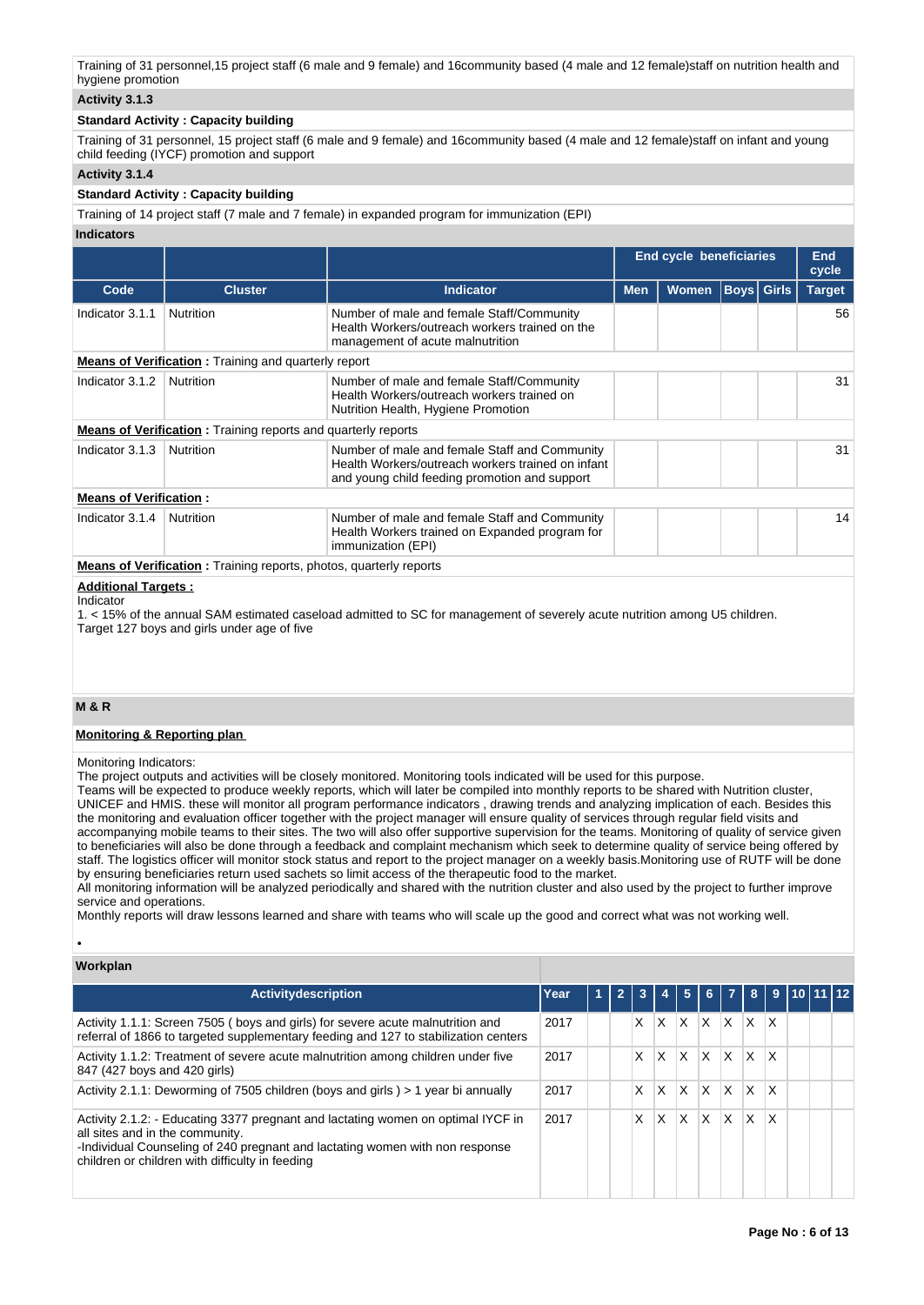Training of 31 personnel,15 project staff (6 male and 9 female) and 16community based (4 male and 12 female)staff on nutrition health and hygiene promotion

**Activity 3.1.3**

**Standard Activity : Capacity building**

Training of 31 personnel, 15 project staff (6 male and 9 female) and 16community based (4 male and 12 female)staff on infant and young child feeding (IYCF) promotion and support

**Activity 3.1.4**

**Standard Activity : Capacity building**

Training of 14 project staff (7 male and 7 female) in expanded program for immunization (EPI)

**Indicators**

| | | | End cycle beneficiaries | | | | End cycle |
|---|---|---|---|---|---|---|---|
| Code | Cluster | Indicator | Men | Women | Boys | Girls | Target |
| Indicator 3.1.1 | Nutrition | Number of male and female Staff/Community Health Workers/outreach workers trained on the management of acute malnutrition | | | | | 56 |
| **Means of Verification :** Training and quarterly report | | | | | | | |
| Indicator 3.1.2 | Nutrition | Number of male and female Staff/Community Health Workers/outreach workers trained on Nutrition Health, Hygiene Promotion | | | | | 31 |
| **Means of Verification :** Training reports and quarterly reports | | | | | | | |
| Indicator 3.1.3 | Nutrition | Number of male and female Staff and Community Health Workers/outreach workers trained on infant and young child feeding promotion and support | | | | | 31 |
| **Means of Verification :** | | | | | | | |
| Indicator 3.1.4 | Nutrition | Number of male and female Staff and Community Health Workers trained on Expanded program for immunization (EPI) | | | | | 14 |
| **Means of Verification :** Training reports, photos, quarterly reports | | | | | | | |

**Additional Targets :**

Indicator

1. < 15% of the annual SAM estimated caseload admitted to SC for management of severely acute nutrition among U5 children.
Target 127 boys and girls under age of five

## M & R

**Monitoring & Reporting plan**

Monitoring Indicators:
The project outputs and activities will be closely monitored. Monitoring tools indicated will be used for this purpose.
Teams will be expected to produce weekly reports, which will later be compiled into monthly reports to be shared with Nutrition cluster, UNICEF and HMIS. these will monitor all program performance indicators , drawing trends and analyzing implication of each. Besides this the monitoring and evaluation officer together with the project manager will ensure quality of services through regular field visits and accompanying mobile teams to their sites. The two will also offer supportive supervision for the teams. Monitoring of quality of service given to beneficiaries will also be done through a feedback and complaint mechanism which seek to determine quality of service being offered by staff. The logistics officer will monitor stock status and report to the project manager on a weekly basis.Monitoring use of RUTF will be done by ensuring beneficiaries return used sachets so limit access of the therapeutic food to the market.
All monitoring information will be analyzed periodically and shared with the nutrition cluster and also used by the project to further improve service and operations.
Monthly reports will draw lessons learned and share with teams who will scale up the good and correct what was not working well.

•

**Workplan**

| Activitydescription | Year | 1 | 2 | 3 | 4 | 5 | 6 | 7 | 8 | 9 | 10 | 11 | 12 |
|---|---|---|---|---|---|---|---|---|---|---|---|---|---|
| Activity 1.1.1: Screen 7505 ( boys and girls) for severe acute malnutrition and referral of 1866 to targeted supplementary feeding and 127 to stabilization centers | 2017 | | | X | X | X | X | X | X | X | | | |
| Activity 1.1.2: Treatment of severe acute malnutrition among children under five 847 (427 boys and 420 girls) | 2017 | | | X | X | X | X | X | X | X | | | |
| Activity 2.1.1: Deworming of 7505 children (boys and girls ) > 1 year bi annually | 2017 | | | X | X | X | X | X | X | X | | | |
| Activity 2.1.2: - Educating 3377 pregnant and lactating women on optimal IYCF in all sites and in the community.<br>-Individual Counseling of 240 pregnant and lactating women with non response children or children with difficulty in feeding | 2017 | | | X | X | X | X | X | X | X | | | |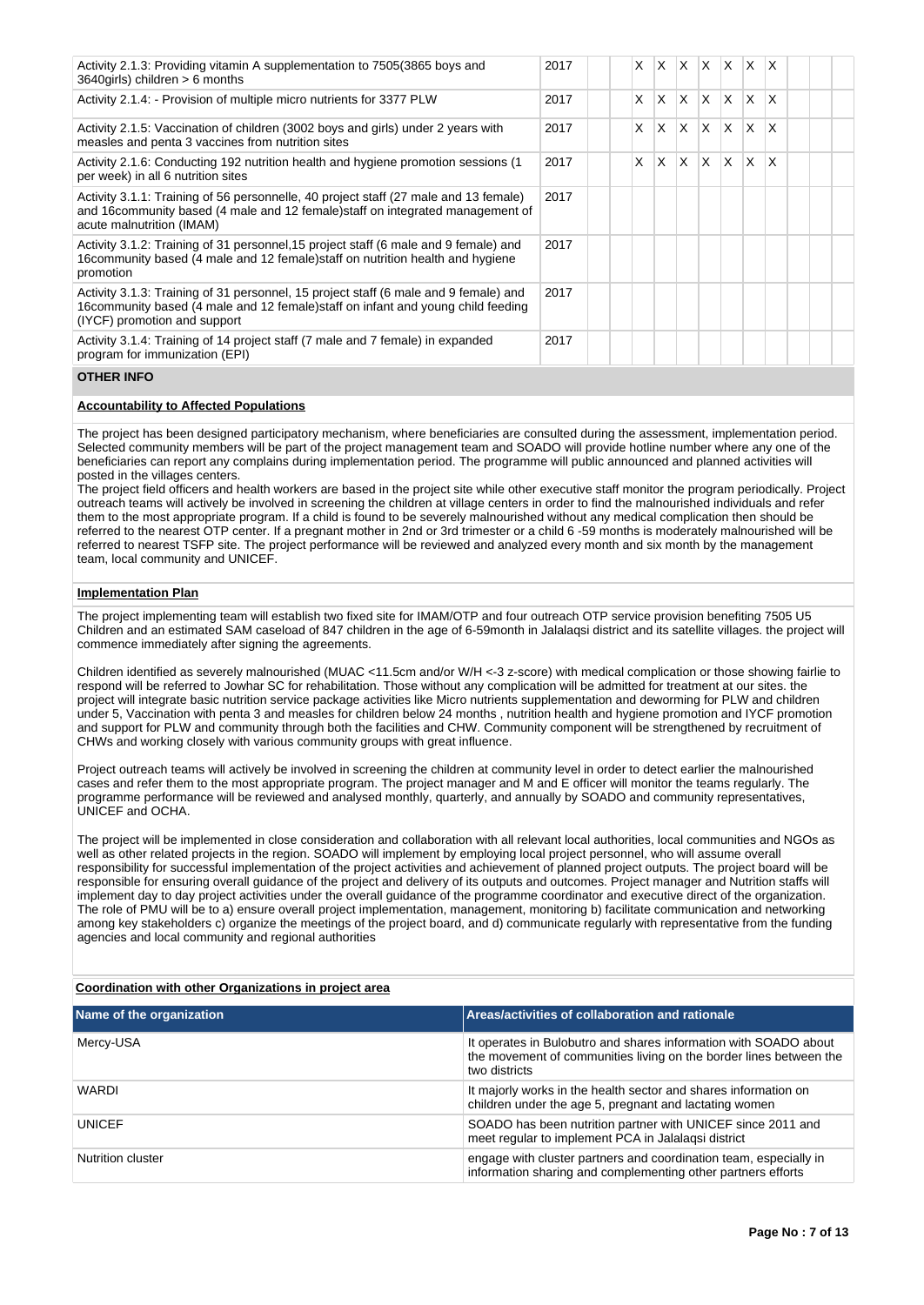| Activity | Year | 1 | 2 | 3 | 4 | 5 | 6 | 7 | 8 | 9 | 10 | 11 | 12 |
|---|---|---|---|---|---|---|---|---|---|---|---|---|---|
| Activity 2.1.3: Providing vitamin A supplementation to 7505(3865 boys and 3640girls) children > 6 months | 2017 | | | X | X | X | X | X | X | X | | | |
| Activity 2.1.4: - Provision of multiple micro nutrients for 3377 PLW | 2017 | | | X | X | X | X | X | X | X | | | |
| Activity 2.1.5: Vaccination of children (3002 boys and girls) under 2 years with measles and penta 3 vaccines from nutrition sites | 2017 | | | X | X | X | X | X | X | X | | | |
| Activity 2.1.6: Conducting 192 nutrition health and hygiene promotion sessions (1 per week) in all 6 nutrition sites | 2017 | | | X | X | X | X | X | X | X | | | |
| Activity 3.1.1: Training of 56 personnelle, 40 project staff (27 male and 13 female) and 16community based (4 male and 12 female)staff on integrated management of acute malnutrition (IMAM) | 2017 | | | | | | | | | | | | |
| Activity 3.1.2: Training of 31 personnel,15 project staff (6 male and 9 female) and 16community based (4 male and 12 female)staff on nutrition health and hygiene promotion | 2017 | | | | | | | | | | | | |
| Activity 3.1.3: Training of 31 personnel, 15 project staff (6 male and 9 female) and 16community based (4 male and 12 female)staff on infant and young child feeding (IYCF) promotion and support | 2017 | | | | | | | | | | | | |
| Activity 3.1.4: Training of 14 project staff (7 male and 7 female) in expanded program for immunization (EPI) | 2017 | | | | | | | | | | | | |

## OTHER INFO

**Accountability to Affected Populations**

The project has been designed participatory mechanism, where beneficiaries are consulted during the assessment, implementation period. Selected community members will be part of the project management team and SOADO will provide hotline number where any one of the beneficiaries can report any complains during implementation period. The programme will public announced and planned activities will posted in the villages centers.
The project field officers and health workers are based in the project site while other executive staff monitor the program periodically. Project outreach teams will actively be involved in screening the children at village centers in order to find the malnourished individuals and refer them to the most appropriate program. If a child is found to be severely malnourished without any medical complication then should be referred to the nearest OTP center. If a pregnant mother in 2nd or 3rd trimester or a child 6 -59 months is moderately malnourished will be referred to nearest TSFP site. The project performance will be reviewed and analyzed every month and six month by the management team, local community and UNICEF.

**Implementation Plan**

The project implementing team will establish two fixed site for IMAM/OTP and four outreach OTP service provision benefiting 7505 U5 Children and an estimated SAM caseload of 847 children in the age of 6-59month in Jalalaqsi district and its satellite villages. the project will commence immediately after signing the agreements.

Children identified as severely malnourished (MUAC <11.5cm and/or W/H <-3 z-score) with medical complication or those showing fairlie to respond will be referred to Jowhar SC for rehabilitation. Those without any complication will be admitted for treatment at our sites. the project will integrate basic nutrition service package activities like Micro nutrients supplementation and deworming for PLW and children under 5, Vaccination with penta 3 and measles for children below 24 months , nutrition health and hygiene promotion and IYCF promotion and support for PLW and community through both the facilities and CHW. Community component will be strengthened by recruitment of CHWs and working closely with various community groups with great influence.

Project outreach teams will actively be involved in screening the children at community level in order to detect earlier the malnourished cases and refer them to the most appropriate program. The project manager and M and E officer will monitor the teams regularly. The programme performance will be reviewed and analysed monthly, quarterly, and annually by SOADO and community representatives, UNICEF and OCHA.

The project will be implemented in close consideration and collaboration with all relevant local authorities, local communities and NGOs as well as other related projects in the region. SOADO will implement by employing local project personnel, who will assume overall responsibility for successful implementation of the project activities and achievement of planned project outputs. The project board will be responsible for ensuring overall guidance of the project and delivery of its outputs and outcomes. Project manager and Nutrition staffs will implement day to day project activities under the overall guidance of the programme coordinator and executive direct of the organization. The role of PMU will be to a) ensure overall project implementation, management, monitoring b) facilitate communication and networking among key stakeholders c) organize the meetings of the project board, and d) communicate regularly with representative from the funding agencies and local community and regional authorities

**Coordination with other Organizations in project area**

| Name of the organization | Areas/activities of collaboration and rationale |
|---|---|
| Mercy-USA | It operates in Bulobutro and shares information with SOADO about the movement of communities living on the border lines between the two districts |
| WARDI | It majorly works in the health sector and shares information on children under the age 5, pregnant and lactating women |
| UNICEF | SOADO has been nutrition partner with UNICEF since 2011 and meet regular to implement PCA in Jalalaqsi district |
| Nutrition cluster | engage with cluster partners and coordination team, especially in information sharing and complementing other partners efforts |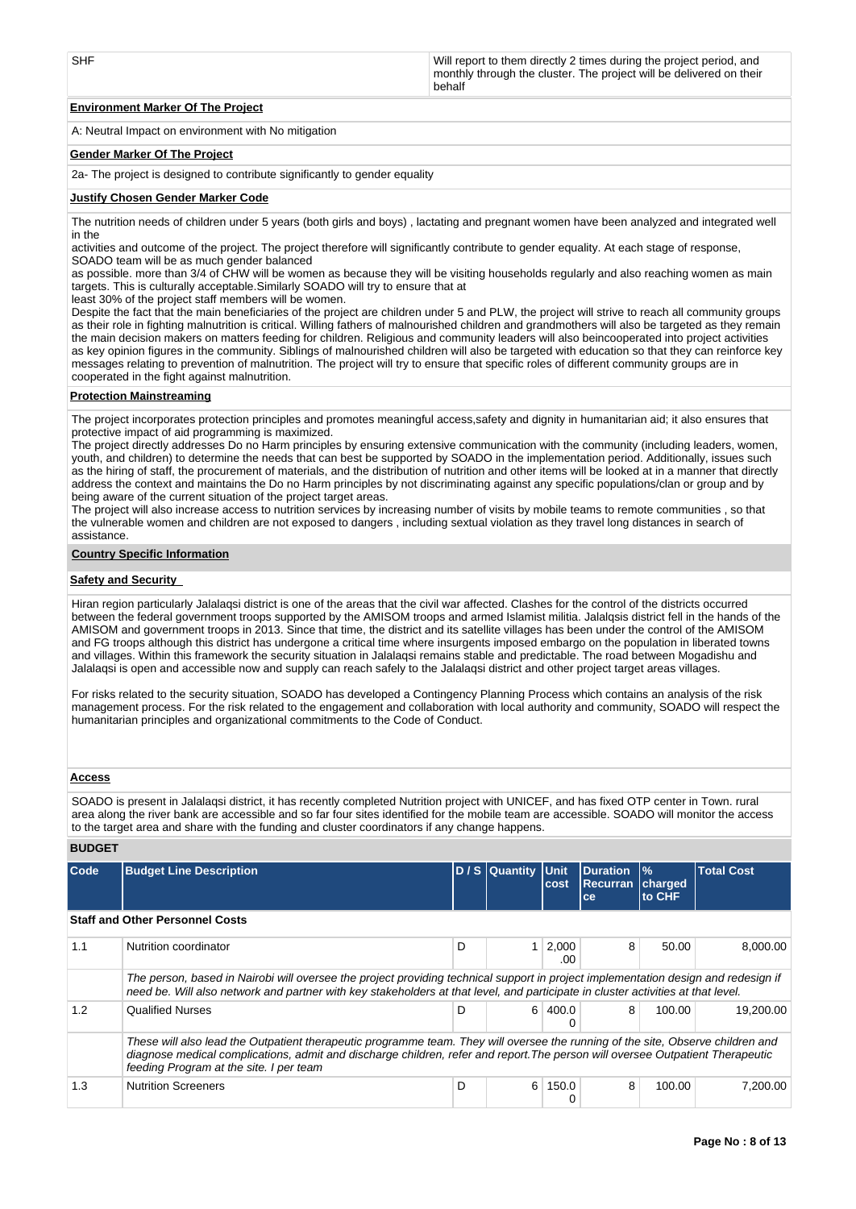| SHF | Will report to them directly 2 times during the project period, and monthly through the cluster. The project will be delivered on their behalf |
|---|---|

**Environment Marker Of The Project**

A: Neutral Impact on environment with No mitigation

**Gender Marker Of The Project**

2a- The project is designed to contribute significantly to gender equality

**Justify Chosen Gender Marker Code**

The nutrition needs of children under 5 years (both girls and boys) , lactating and pregnant women have been analyzed and integrated well in the
activities and outcome of the project. The project therefore will significantly contribute to gender equality. At each stage of response, SOADO team will be as much gender balanced
as possible. more than 3/4 of CHW will be women as because they will be visiting households regularly and also reaching women as main targets. This is culturally acceptable.Similarly SOADO will try to ensure that at
least 30% of the project staff members will be women.
Despite the fact that the main beneficiaries of the project are children under 5 and PLW, the project will strive to reach all community groups as their role in fighting malnutrition is critical. Willing fathers of malnourished children and grandmothers will also be targeted as they remain the main decision makers on matters feeding for children. Religious and community leaders will also beincooperated into project activities as key opinion figures in the community. Siblings of malnourished children will also be targeted with education so that they can reinforce key messages relating to prevention of malnutrition. The project will try to ensure that specific roles of different community groups are in cooperated in the fight against malnutrition.

**Protection Mainstreaming**

The project incorporates protection principles and promotes meaningful access,safety and dignity in humanitarian aid; it also ensures that protective impact of aid programming is maximized.
The project directly addresses Do no Harm principles by ensuring extensive communication with the community (including leaders, women, youth, and children) to determine the needs that can best be supported by SOADO in the implementation period. Additionally, issues such as the hiring of staff, the procurement of materials, and the distribution of nutrition and other items will be looked at in a manner that directly address the context and maintains the Do no Harm principles by not discriminating against any specific populations/clan or group and by being aware of the current situation of the project target areas.
The project will also increase access to nutrition services by increasing number of visits by mobile teams to remote communities , so that the vulnerable women and children are not exposed to dangers , including sextual violation as they travel long distances in search of assistance.

**Country Specific Information**

**Safety and Security**

Hiran region particularly Jalalaqsi district is one of the areas that the civil war affected. Clashes for the control of the districts occurred between the federal government troops supported by the AMISOM troops and armed Islamist militia. Jalalqsis district fell in the hands of the AMISOM and government troops in 2013. Since that time, the district and its satellite villages has been under the control of the AMISOM and FG troops although this district has undergone a critical time where insurgents imposed embargo on the population in liberated towns and villages. Within this framework the security situation in Jalalaqsi remains stable and predictable. The road between Mogadishu and Jalalaqsi is open and accessible now and supply can reach safely to the Jalalaqsi district and other project target areas villages.

For risks related to the security situation, SOADO has developed a Contingency Planning Process which contains an analysis of the risk management process. For the risk related to the engagement and collaboration with local authority and community, SOADO will respect the humanitarian principles and organizational commitments to the Code of Conduct.

**Access**

SOADO is present in Jalalaqsi district, it has recently completed Nutrition project with UNICEF, and has fixed OTP center in Town. rural area along the river bank are accessible and so far four sites identified for the mobile team are accessible. SOADO will monitor the access to the target area and share with the funding and cluster coordinators if any change happens.

**BUDGET**

| Code | Budget Line Description | D / S | Quantity | Unit cost | Duration Recurrance | % charged to CHF | Total Cost |
|---|---|---|---|---|---|---|---|
| **Staff and Other Personnel Costs** | | | | | | | |
| 1.1 | Nutrition coordinator | D | 1 | 2,000.00 | 8 | 50.00 | 8,000.00 |
| | *The person, based in Nairobi will oversee the project providing technical support in project implementation design and redesign if need be. Will also network and partner with key stakeholders at that level, and participate in cluster activities at that level.* | | | | | | |
| 1.2 | Qualified Nurses | D | 6 | 400.00 | 8 | 100.00 | 19,200.00 |
| | *These will also lead the Outpatient therapeutic programme team. They will oversee the running of the site, Observe children and diagnose medical complications, admit and discharge children, refer and report.The person will oversee Outpatient Therapeutic feeding Program at the site. I per team* | | | | | | |
| 1.3 | Nutrition Screeners | D | 6 | 150.00 | 8 | 100.00 | 7,200.00 |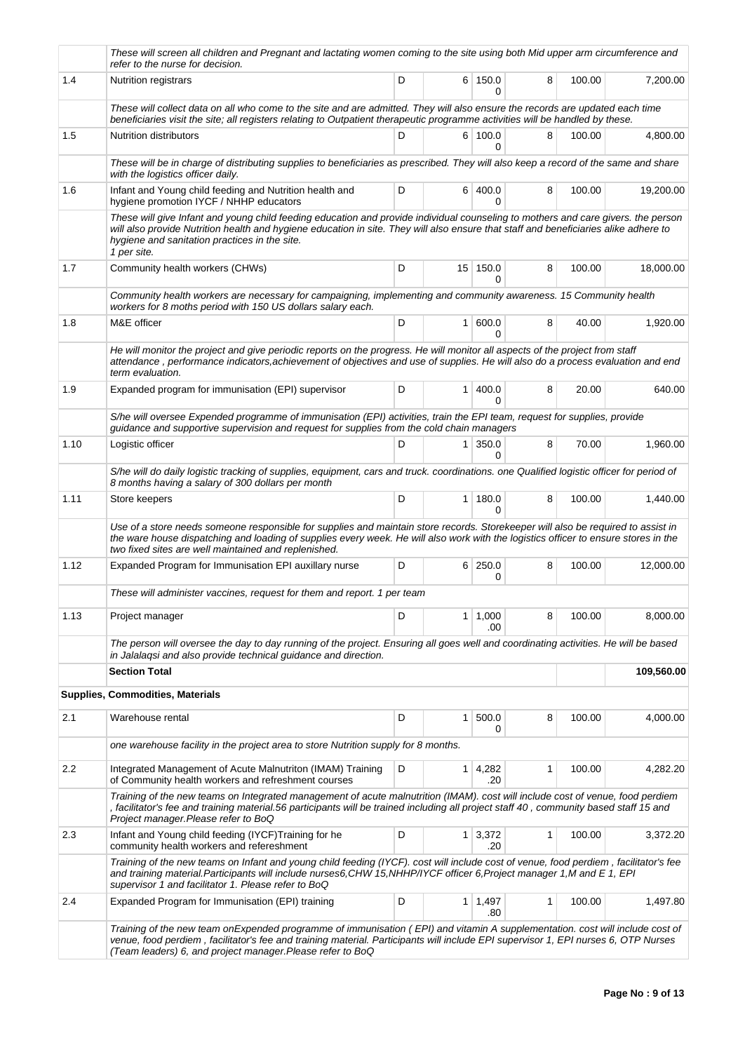| | | | | | | | |
|---|---|---|---|---|---|---|---|
| | *These will screen all children and Pregnant and lactating women coming to the site using both Mid upper arm circumference and refer to the nurse for decision.* | | | | | | |
| 1.4 | Nutrition registrars | D | 6 | 150.00 | 8 | 100.00 | 7,200.00 |
| | *These will collect data on all who come to the site and are admitted. They will also ensure the records are updated each time beneficiaries visit the site; all registers relating to Outpatient therapeutic programme activities will be handled by these.* | | | | | | |
| 1.5 | Nutrition distributors | D | 6 | 100.00 | 8 | 100.00 | 4,800.00 |
| | *These will be in charge of distributing supplies to beneficiaries as prescribed. They will also keep a record of the same and share with the logistics officer daily.* | | | | | | |
| 1.6 | Infant and Young child feeding and Nutrition health and hygiene promotion IYCF / NHHP educators | D | 6 | 400.00 | 8 | 100.00 | 19,200.00 |
| | *These will give Infant and young child feeding education and provide individual counseling to mothers and care givers. the person will also provide Nutrition health and hygiene education in site. They will also ensure that staff and beneficiaries alike adhere to hygiene and sanitation practices in the site. 1 per site.* | | | | | | |
| 1.7 | Community health workers (CHWs) | D | 15 | 150.00 | 8 | 100.00 | 18,000.00 |
| | *Community health workers are necessary for campaigning, implementing and community awareness. 15 Community health workers for 8 moths period with 150 US dollars salary each.* | | | | | | |
| 1.8 | M&E officer | D | 1 | 600.00 | 8 | 40.00 | 1,920.00 |
| | *He will monitor the project and give periodic reports on the progress. He will monitor all aspects of the project from staff attendance , performance indicators,achievement of objectives and use of supplies. He will also do a process evaluation and end term evaluation.* | | | | | | |
| 1.9 | Expanded program for immunisation (EPI) supervisor | D | 1 | 400.00 | 8 | 20.00 | 640.00 |
| | *S/he will oversee Expended programme of immunisation (EPI) activities, train the EPI team, request for supplies, provide guidance and supportive supervision and request for supplies from the cold chain managers* | | | | | | |
| 1.10 | Logistic officer | D | 1 | 350.00 | 8 | 70.00 | 1,960.00 |
| | *S/he will do daily logistic tracking of supplies, equipment, cars and truck. coordinations. one Qualified logistic officer for period of 8 months having a salary of 300 dollars per month* | | | | | | |
| 1.11 | Store keepers | D | 1 | 180.00 | 8 | 100.00 | 1,440.00 |
| | *Use of a store needs someone responsible for supplies and maintain store records. Storekeeper will also be required to assist in the ware house dispatching and loading of supplies every week. He will also work with the logistics officer to ensure stores in the two fixed sites are well maintained and replenished.* | | | | | | |
| 1.12 | Expanded Program for Immunisation EPI auxillary nurse | D | 6 | 250.00 | 8 | 100.00 | 12,000.00 |
| | *These will administer vaccines, request for them and report. 1 per team* | | | | | | |
| 1.13 | Project manager | D | 1 | 1,000.00 | 8 | 100.00 | 8,000.00 |
| | *The person will oversee the day to day running of the project. Ensuring all goes well and coordinating activities. He will be based in Jalalaqsi and also provide technical guidance and direction.* | | | | | | |
| | **Section Total** | | | | | | **109,560.00** |
| | **Supplies, Commodities, Materials** | | | | | | |
| 2.1 | Warehouse rental | D | 1 | 500.00 | 8 | 100.00 | 4,000.00 |
| | *one warehouse facility in the project area to store Nutrition supply for 8 months.* | | | | | | |
| 2.2 | Integrated Management of Acute Malnutriton (IMAM) Training of Community health workers and refreshment courses | D | 1 | 4,282.20 | 1 | 100.00 | 4,282.20 |
| | *Training of the new teams on Integrated management of acute malnutrition (IMAM). cost will include cost of venue, food perdiem , facilitator's fee and training material.56 participants will be trained including all project staff 40 , community based staff 15 and Project manager.Please refer to BoQ* | | | | | | |
| 2.3 | Infant and Young child feeding (IYCF)Training for he community health workers and refereshment | D | 1 | 3,372.20 | 1 | 100.00 | 3,372.20 |
| | *Training of the new teams on Infant and young child feeding (IYCF). cost will include cost of venue, food perdiem , facilitator's fee and training material.Participants will include nurses6,CHW 15,NHHP/IYCF officer 6,Project manager 1,M and E 1, EPI supervisor 1 and facilitator 1. Please refer to BoQ* | | | | | | |
| 2.4 | Expanded Program for Immunisation (EPI) training | D | 1 | 1,497.80 | 1 | 100.00 | 1,497.80 |
| | *Training of the new team onExpended programme of immunisation ( EPI) and vitamin A supplementation. cost will include cost of venue, food perdiem , facilitator's fee and training material. Participants will include EPI supervisor 1, EPI nurses 6, OTP Nurses (Team leaders) 6, and project manager.Please refer to BoQ* | | | | | | |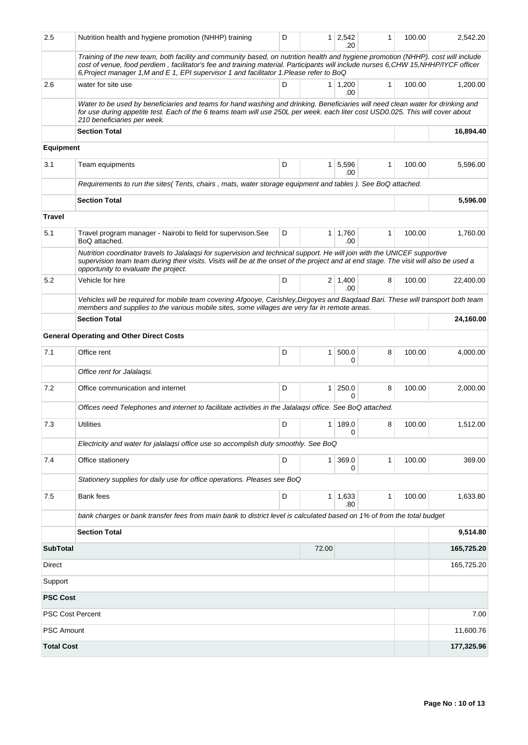| | | | | | | | |
|---|---|---|---|---|---|---|---|
| 2.5 | Nutrition health and hygiene promotion (NHHP) training | D | 1 | 2,542.20 | 1 | 100.00 | 2,542.20 |
| | *Training of the new team, both facility and community based, on nutrition health and hygiene promotion (NHHP). cost will include cost of venue, food perdiem , facilitator's fee and training material. Participants will include nurses 6,CHW 15,NHHP/IYCF officer 6,Project manager 1,M and E 1, EPI supervisor 1 and facilitator 1.Please refer to BoQ* | | | | | | |
| 2.6 | water for site use | D | 1 | 1,200.00 | 1 | 100.00 | 1,200.00 |
| | *Water to be used by beneficiaries and teams for hand washing and drinking. Beneficiaries will need clean water for drinking and for use during appetite test. Each of the 6 teams team will use 250L per week. each liter cost USD0.025. This will cover about 210 beneficiaries per week.* | | | | | | |
| | **Section Total** | | | | | | **16,894.40** |
| **Equipment** | | | | | | | |
| 3.1 | Team equipments | D | 1 | 5,596.00 | 1 | 100.00 | 5,596.00 |
| | *Requirements to run the sites( Tents, chairs , mats, water storage equipment and tables ). See BoQ attached.* | | | | | | |
| | **Section Total** | | | | | | **5,596.00** |
| **Travel** | | | | | | | |
| 5.1 | Travel program manager - Nairobi to field for supervison.See BoQ attached. | D | 1 | 1,760.00 | 1 | 100.00 | 1,760.00 |
| | *Nutrition coordinator travels to Jalalaqsi for supervision and technical support. He will join with the UNICEF supportive supervision team team during their visits. Visits will be at the onset of the project and at end stage. The visit will also be used a opportunity to evaluate the project.* | | | | | | |
| 5.2 | Vehicle for hire | D | 2 | 1,400.00 | 8 | 100.00 | 22,400.00 |
| | *Vehicles will be required for mobile team covering Afgooye, Carishley,Dirgoyes and Baqdaad Bari. These will transport both team members and supplies to the various mobile sites, some villages are very far in remote areas.* | | | | | | |
| | **Section Total** | | | | | | **24,160.00** |
| | **General Operating and Other Direct Costs** | | | | | | |
| 7.1 | Office rent | D | 1 | 500.00 | 8 | 100.00 | 4,000.00 |
| | *Office rent for Jalalaqsi.* | | | | | | |
| 7.2 | Office communication and internet | D | 1 | 250.00 | 8 | 100.00 | 2,000.00 |
| | *Offices need Telephones and internet to facilitate activities in the Jalalaqsi office. See BoQ attached.* | | | | | | |
| 7.3 | Utilities | D | 1 | 189.00 | 8 | 100.00 | 1,512.00 |
| | *Electricity and water for jalalaqsi office use so accomplish duty smoothly. See BoQ* | | | | | | |
| 7.4 | Office stationery | D | 1 | 369.00 | 1 | 100.00 | 369.00 |
| | *Stationery supplies for daily use for office operations. Pleases see BoQ* | | | | | | |
| 7.5 | Bank fees | D | 1 | 1,633.80 | 1 | 100.00 | 1,633.80 |
| | *bank charges or bank transfer fees from main bank to district level is calculated based on 1% of from the total budget* | | | | | | |
| | **Section Total** | | | | | | **9,514.80** |
| **SubTotal** | | | 72.00 | | | | **165,725.20** |
| Direct | | | | | | | 165,725.20 |
| Support | | | | | | | |
| **PSC Cost** | | | | | | | |
| PSC Cost Percent | | | | | | | 7.00 |
| PSC Amount | | | | | | | 11,600.76 |
| **Total Cost** | | | | | | | **177,325.96** |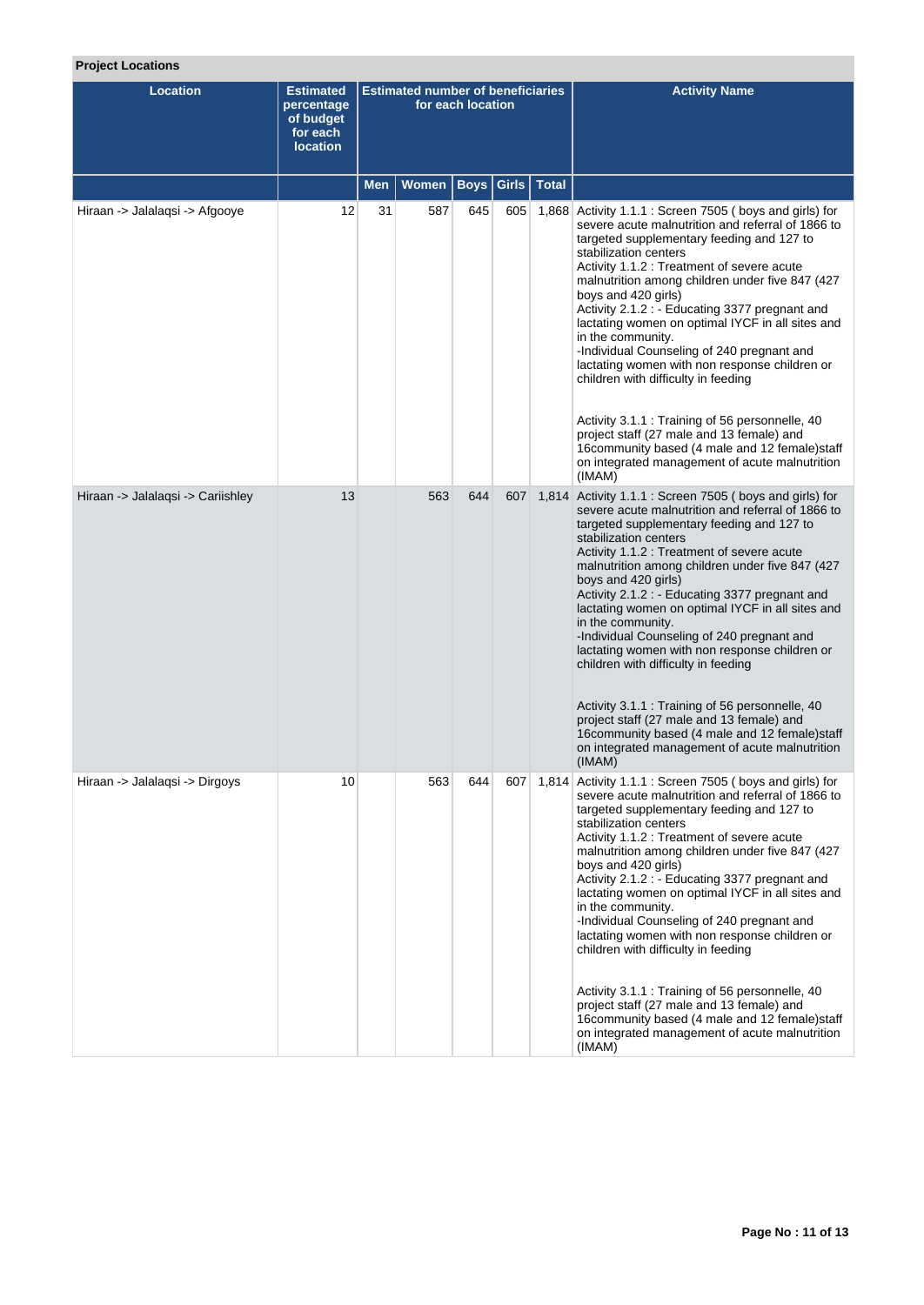**Project Locations**

| Location | Estimated percentage of budget for each location | Estimated number of beneficiaries for each location | | | | | Activity Name |
|---|---|---|---|---|---|---|---|
| | | Men | Women | Boys | Girls | Total | |
| Hiraan -> Jalalaqsi -> Afgooye | 12 | 31 | 587 | 645 | 605 | 1,868 | Activity 1.1.1 : Screen 7505 ( boys and girls) for severe acute malnutrition and referral of 1866 to targeted supplementary feeding and 127 to stabilization centers<br>Activity 1.1.2 : Treatment of severe acute malnutrition among children under five 847 (427 boys and 420 girls)<br>Activity 2.1.2 : - Educating 3377 pregnant and lactating women on optimal IYCF in all sites and in the community.<br>-Individual Counseling of 240 pregnant and lactating women with non response children or children with difficulty in feeding<br><br>Activity 3.1.1 : Training of 56 personnelle, 40 project staff (27 male and 13 female) and 16community based (4 male and 12 female)staff on integrated management of acute malnutrition (IMAM) |
| Hiraan -> Jalalaqsi -> Cariishley | 13 | | 563 | 644 | 607 | 1,814 | Activity 1.1.1 : Screen 7505 ( boys and girls) for severe acute malnutrition and referral of 1866 to targeted supplementary feeding and 127 to stabilization centers<br>Activity 1.1.2 : Treatment of severe acute malnutrition among children under five 847 (427 boys and 420 girls)<br>Activity 2.1.2 : - Educating 3377 pregnant and lactating women on optimal IYCF in all sites and in the community.<br>-Individual Counseling of 240 pregnant and lactating women with non response children or children with difficulty in feeding<br><br>Activity 3.1.1 : Training of 56 personnelle, 40 project staff (27 male and 13 female) and 16community based (4 male and 12 female)staff on integrated management of acute malnutrition (IMAM) |
| Hiraan -> Jalalaqsi -> Dirgoys | 10 | | 563 | 644 | 607 | 1,814 | Activity 1.1.1 : Screen 7505 ( boys and girls) for severe acute malnutrition and referral of 1866 to targeted supplementary feeding and 127 to stabilization centers<br>Activity 1.1.2 : Treatment of severe acute malnutrition among children under five 847 (427 boys and 420 girls)<br>Activity 2.1.2 : - Educating 3377 pregnant and lactating women on optimal IYCF in all sites and in the community.<br>-Individual Counseling of 240 pregnant and lactating women with non response children or children with difficulty in feeding<br><br>Activity 3.1.1 : Training of 56 personnelle, 40 project staff (27 male and 13 female) and 16community based (4 male and 12 female)staff on integrated management of acute malnutrition (IMAM) |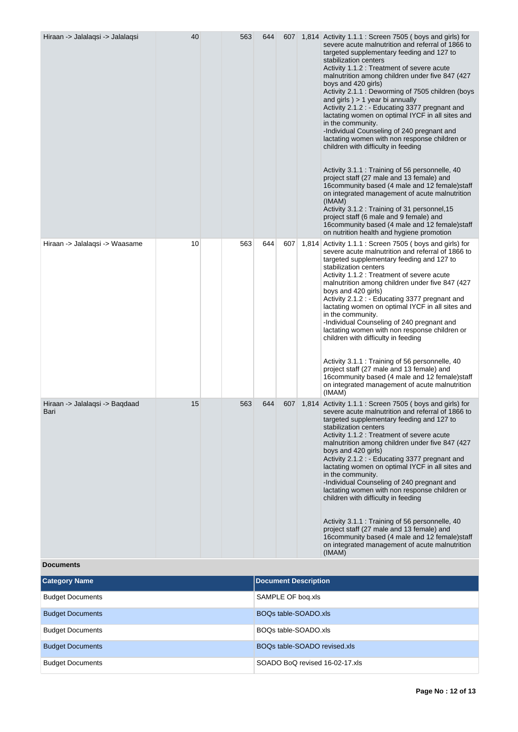| Location | | | | | | | Activities |
|---|---|---|---|---|---|---|---|
| Hiraan -> Jalalaqsi -> Jalalaqsi | 40 | | 563 | 644 | 607 | 1,814 | Activity 1.1.1 : Screen 7505 ( boys and girls) for severe acute malnutrition and referral of 1866 to targeted supplementary feeding and 127 to stabilization centers<br>Activity 1.1.2 : Treatment of severe acute malnutrition among children under five 847 (427 boys and 420 girls)<br>Activity 2.1.1 : Deworming of 7505 children (boys and girls ) > 1 year bi annually<br>Activity 2.1.2 : - Educating 3377 pregnant and lactating women on optimal IYCF in all sites and in the community.<br>-Individual Counseling of 240 pregnant and lactating women with non response children or children with difficulty in feeding<br><br>Activity 3.1.1 : Training of 56 personnelle, 40 project staff (27 male and 13 female) and 16community based (4 male and 12 female)staff on integrated management of acute malnutrition (IMAM)<br>Activity 3.1.2 : Training of 31 personnel,15 project staff (6 male and 9 female) and 16community based (4 male and 12 female)staff on nutrition health and hygiene promotion |
| Hiraan -> Jalalaqsi -> Waasame | 10 | | 563 | 644 | 607 | 1,814 | Activity 1.1.1 : Screen 7505 ( boys and girls) for severe acute malnutrition and referral of 1866 to targeted supplementary feeding and 127 to stabilization centers<br>Activity 1.1.2 : Treatment of severe acute malnutrition among children under five 847 (427 boys and 420 girls)<br>Activity 2.1.2 : - Educating 3377 pregnant and lactating women on optimal IYCF in all sites and in the community.<br>-Individual Counseling of 240 pregnant and lactating women with non response children or children with difficulty in feeding<br><br>Activity 3.1.1 : Training of 56 personnelle, 40 project staff (27 male and 13 female) and 16community based (4 male and 12 female)staff on integrated management of acute malnutrition (IMAM) |
| Hiraan -> Jalalaqsi -> Baqdaad Bari | 15 | | 563 | 644 | 607 | 1,814 | Activity 1.1.1 : Screen 7505 ( boys and girls) for severe acute malnutrition and referral of 1866 to targeted supplementary feeding and 127 to stabilization centers<br>Activity 1.1.2 : Treatment of severe acute malnutrition among children under five 847 (427 boys and 420 girls)<br>Activity 2.1.2 : - Educating 3377 pregnant and lactating women on optimal IYCF in all sites and in the community.<br>-Individual Counseling of 240 pregnant and lactating women with non response children or children with difficulty in feeding<br><br>Activity 3.1.1 : Training of 56 personnelle, 40 project staff (27 male and 13 female) and 16community based (4 male and 12 female)staff on integrated management of acute malnutrition (IMAM) |

**Documents**

| Category Name | Document Description |
|---|---|
| Budget Documents | SAMPLE OF boq.xls |
| Budget Documents | BOQs table-SOADO.xls |
| Budget Documents | BOQs table-SOADO.xls |
| Budget Documents | BOQs table-SOADO revised.xls |
| Budget Documents | SOADO BoQ revised 16-02-17.xls |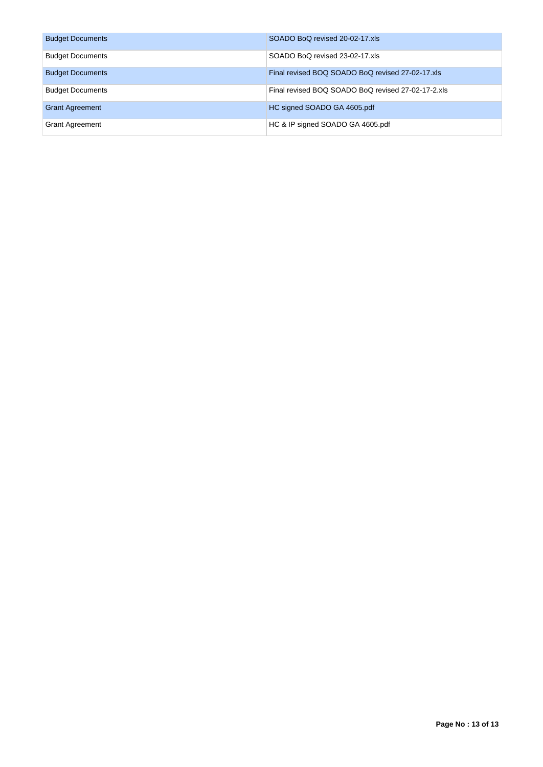| | |
|---|---|
| Budget Documents | SOADO BoQ revised 20-02-17.xls |
| Budget Documents | SOADO BoQ revised 23-02-17.xls |
| Budget Documents | Final revised BOQ SOADO BoQ revised 27-02-17.xls |
| Budget Documents | Final revised BOQ SOADO BoQ revised 27-02-17-2.xls |
| Grant Agreement | HC signed SOADO GA 4605.pdf |
| Grant Agreement | HC & IP signed SOADO GA 4605.pdf |